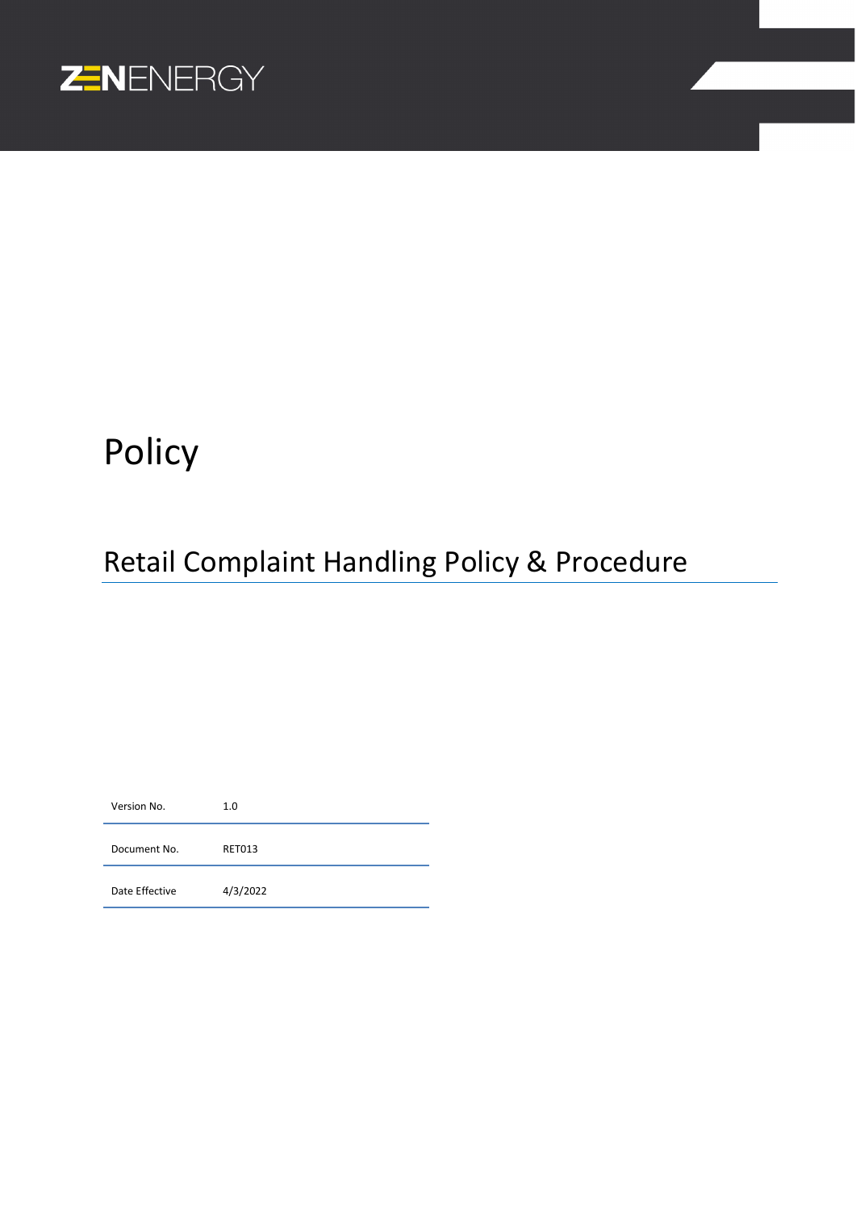ZENENERGY

# Policy

## Retail Complaint Handling Policy & Procedure

| Version No. | 1.0 |
| --- | --- |
| Document No. | RET013 |
| Date Effective | 4/3/2022 |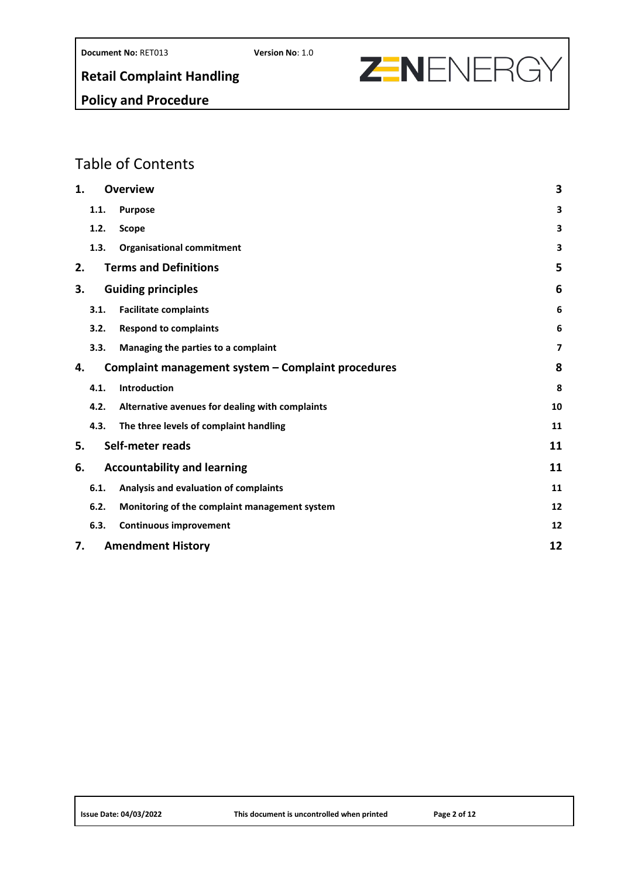## Table of Contents

| | | |
|---|---|---|
| **1.** | **Overview** | **3** |
| **1.1.** | **Purpose** | **3** |
| **1.2.** | **Scope** | **3** |
| **1.3.** | **Organisational commitment** | **3** |
| **2.** | **Terms and Definitions** | **5** |
| **3.** | **Guiding principles** | **6** |
| **3.1.** | **Facilitate complaints** | **6** |
| **3.2.** | **Respond to complaints** | **6** |
| **3.3.** | **Managing the parties to a complaint** | **7** |
| **4.** | **Complaint management system – Complaint procedures** | **8** |
| **4.1.** | **Introduction** | **8** |
| **4.2.** | **Alternative avenues for dealing with complaints** | **10** |
| **4.3.** | **The three levels of complaint handling** | **11** |
| **5.** | **Self-meter reads** | **11** |
| **6.** | **Accountability and learning** | **11** |
| **6.1.** | **Analysis and evaluation of complaints** | **11** |
| **6.2.** | **Monitoring of the complaint management system** | **12** |
| **6.3.** | **Continuous improvement** | **12** |
| **7.** | **Amendment History** | **12** |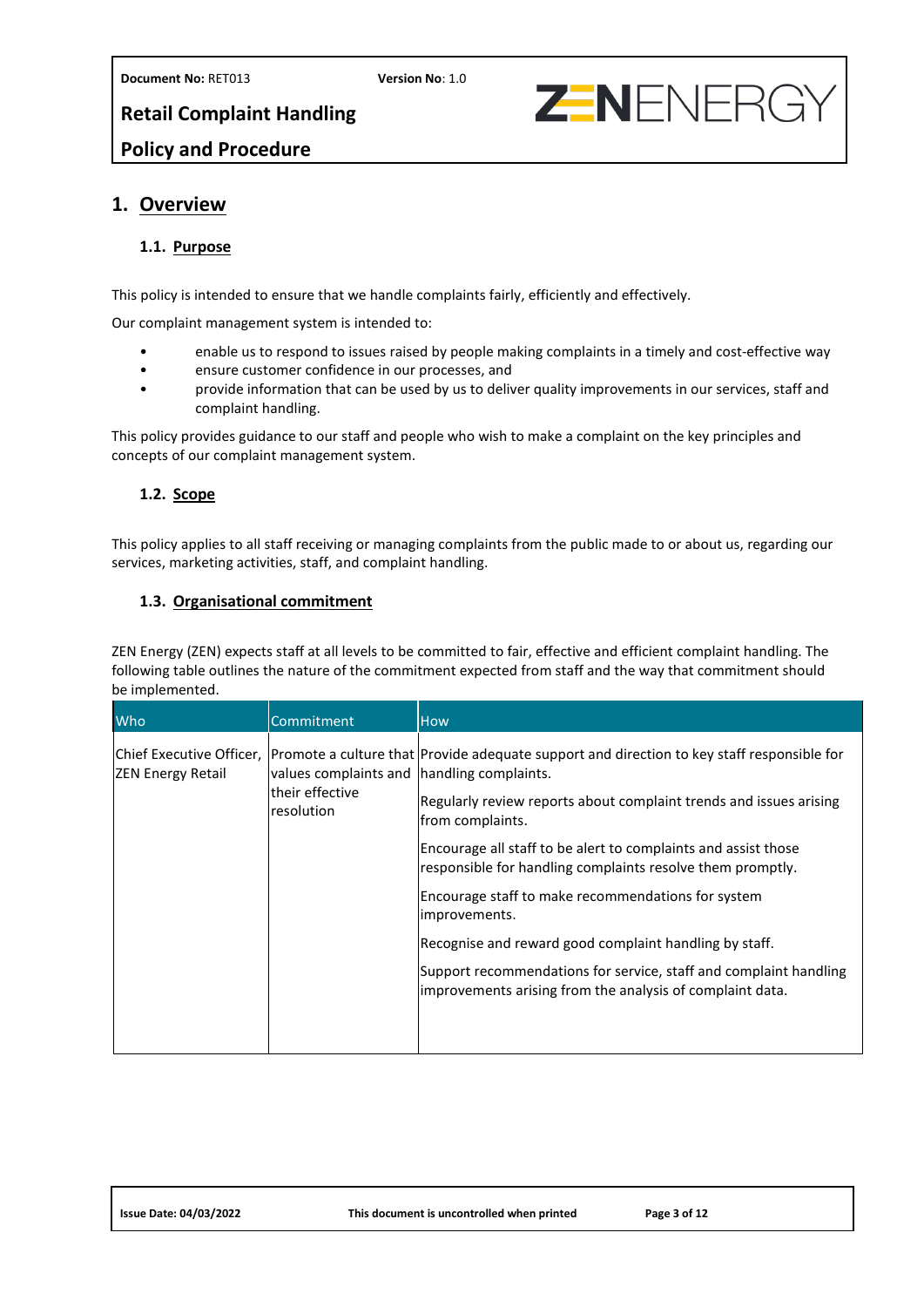# 1. Overview

## 1.1. Purpose

This policy is intended to ensure that we handle complaints fairly, efficiently and effectively.

Our complaint management system is intended to:

- enable us to respond to issues raised by people making complaints in a timely and cost-effective way
- ensure customer confidence in our processes, and
- provide information that can be used by us to deliver quality improvements in our services, staff and complaint handling.

This policy provides guidance to our staff and people who wish to make a complaint on the key principles and concepts of our complaint management system.

## 1.2. Scope

This policy applies to all staff receiving or managing complaints from the public made to or about us, regarding our services, marketing activities, staff, and complaint handling.

## 1.3. Organisational commitment

ZEN Energy (ZEN) expects staff at all levels to be committed to fair, effective and efficient complaint handling. The following table outlines the nature of the commitment expected from staff and the way that commitment should be implemented.

| Who | Commitment | How |
|---|---|---|
| Chief Executive Officer, ZEN Energy Retail | Promote a culture that values complaints and their effective resolution | Provide adequate support and direction to key staff responsible for handling complaints.<br><br>Regularly review reports about complaint trends and issues arising from complaints.<br><br>Encourage all staff to be alert to complaints and assist those responsible for handling complaints resolve them promptly.<br><br>Encourage staff to make recommendations for system improvements.<br><br>Recognise and reward good complaint handling by staff.<br><br>Support recommendations for service, staff and complaint handling improvements arising from the analysis of complaint data. |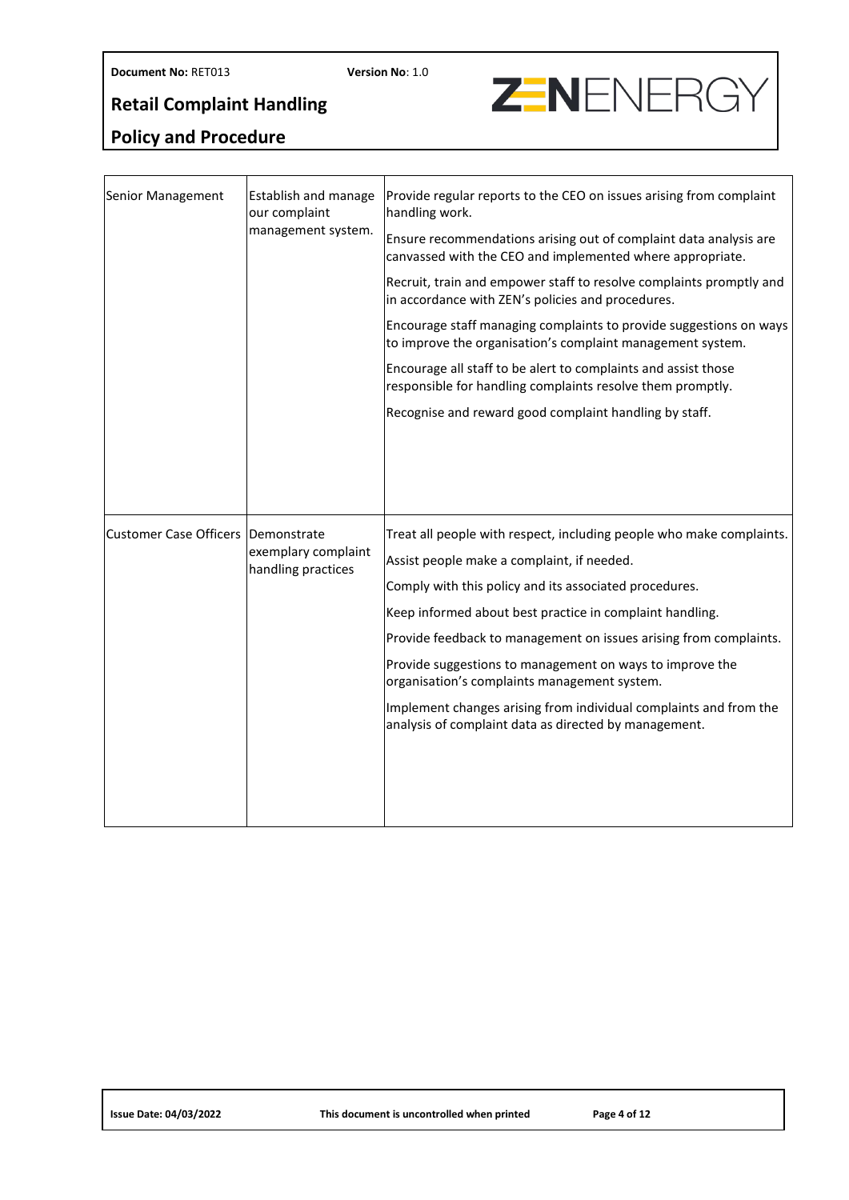| | | |
|---|---|---|
| Senior Management | Establish and manage our complaint management system. | Provide regular reports to the CEO on issues arising from complaint handling work.<br><br>Ensure recommendations arising out of complaint data analysis are canvassed with the CEO and implemented where appropriate.<br><br>Recruit, train and empower staff to resolve complaints promptly and in accordance with ZEN's policies and procedures.<br><br>Encourage staff managing complaints to provide suggestions on ways to improve the organisation's complaint management system.<br><br>Encourage all staff to be alert to complaints and assist those responsible for handling complaints resolve them promptly.<br><br>Recognise and reward good complaint handling by staff. |
| Customer Case Officers | Demonstrate exemplary complaint handling practices | Treat all people with respect, including people who make complaints.<br><br>Assist people make a complaint, if needed.<br><br>Comply with this policy and its associated procedures.<br><br>Keep informed about best practice in complaint handling.<br><br>Provide feedback to management on issues arising from complaints.<br><br>Provide suggestions to management on ways to improve the organisation's complaints management system.<br><br>Implement changes arising from individual complaints and from the analysis of complaint data as directed by management. |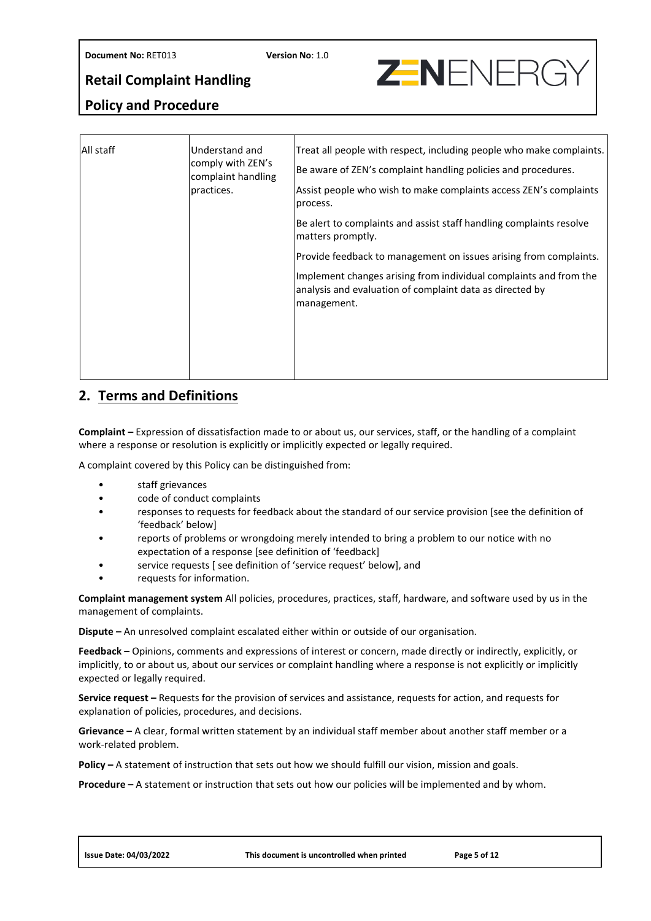| | | |
|---|---|---|
| All staff | Understand and comply with ZEN's complaint handling practices. | Treat all people with respect, including people who make complaints.<br><br>Be aware of ZEN's complaint handling policies and procedures.<br><br>Assist people who wish to make complaints access ZEN's complaints process.<br><br>Be alert to complaints and assist staff handling complaints resolve matters promptly.<br><br>Provide feedback to management on issues arising from complaints.<br><br>Implement changes arising from individual complaints and from the analysis and evaluation of complaint data as directed by management. |

## 2. Terms and Definitions

**Complaint –** Expression of dissatisfaction made to or about us, our services, staff, or the handling of a complaint where a response or resolution is explicitly or implicitly expected or legally required.

A complaint covered by this Policy can be distinguished from:

- staff grievances
- code of conduct complaints
- responses to requests for feedback about the standard of our service provision [see the definition of 'feedback' below]
- reports of problems or wrongdoing merely intended to bring a problem to our notice with no expectation of a response [see definition of 'feedback]
- service requests [ see definition of 'service request' below], and
- requests for information.

**Complaint management system** All policies, procedures, practices, staff, hardware, and software used by us in the management of complaints.

**Dispute –** An unresolved complaint escalated either within or outside of our organisation.

**Feedback –** Opinions, comments and expressions of interest or concern, made directly or indirectly, explicitly, or implicitly, to or about us, about our services or complaint handling where a response is not explicitly or implicitly expected or legally required.

**Service request –** Requests for the provision of services and assistance, requests for action, and requests for explanation of policies, procedures, and decisions.

**Grievance –** A clear, formal written statement by an individual staff member about another staff member or a work-related problem.

**Policy –** A statement of instruction that sets out how we should fulfill our vision, mission and goals.

**Procedure –** A statement or instruction that sets out how our policies will be implemented and by whom.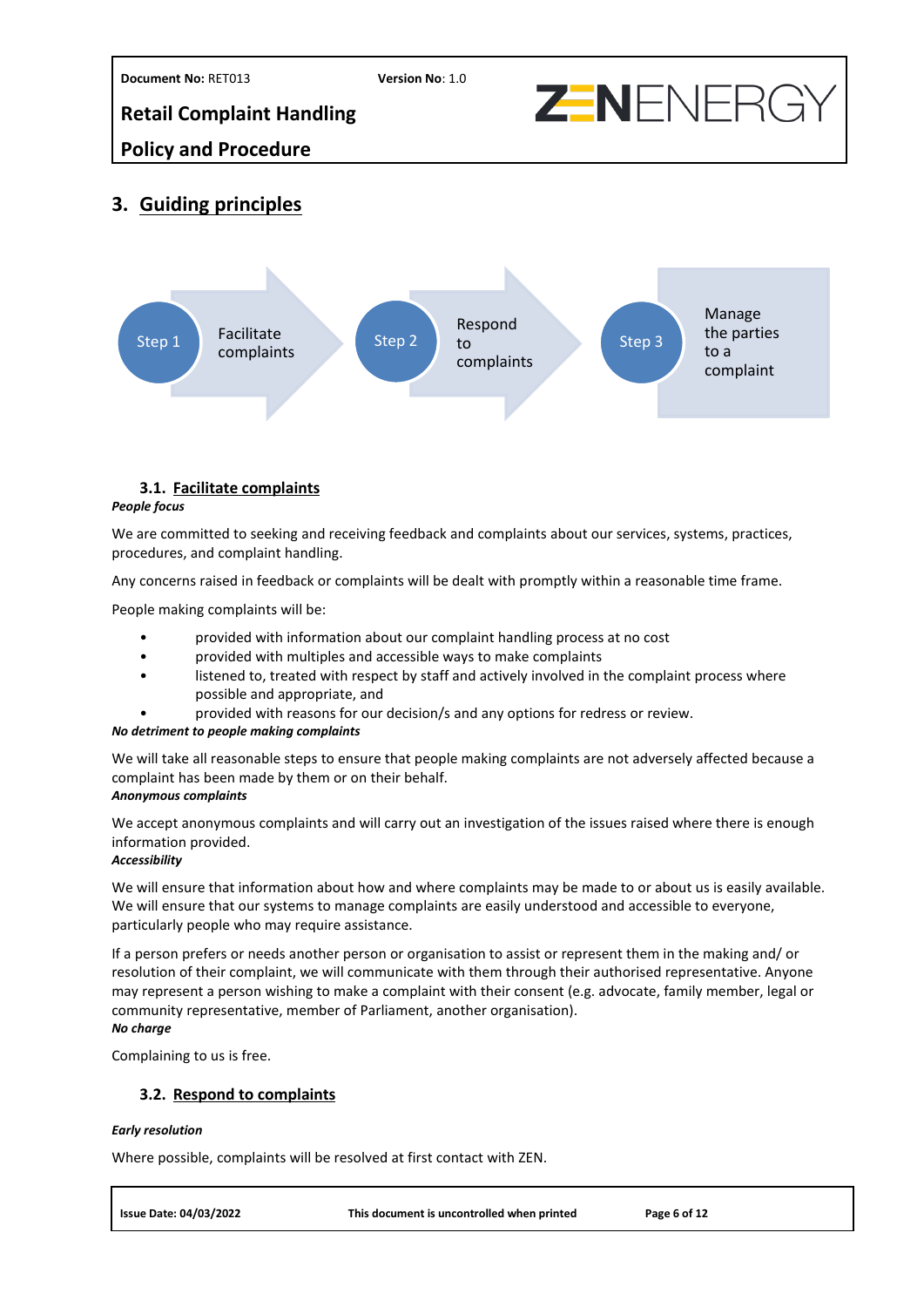## 3. Guiding principles

Step 1 — Facilitate complaints

Step 2 — Respond to complaints

Step 3 — Manage the parties to a complaint

### 3.1. Facilitate complaints

***People focus***

We are committed to seeking and receiving feedback and complaints about our services, systems, practices, procedures, and complaint handling.

Any concerns raised in feedback or complaints will be dealt with promptly within a reasonable time frame.

People making complaints will be:

- provided with information about our complaint handling process at no cost
- provided with multiples and accessible ways to make complaints
- listened to, treated with respect by staff and actively involved in the complaint process where possible and appropriate, and
- provided with reasons for our decision/s and any options for redress or review.

***No detriment to people making complaints***

We will take all reasonable steps to ensure that people making complaints are not adversely affected because a complaint has been made by them or on their behalf.

***Anonymous complaints***

We accept anonymous complaints and will carry out an investigation of the issues raised where there is enough information provided.

***Accessibility***

We will ensure that information about how and where complaints may be made to or about us is easily available. We will ensure that our systems to manage complaints are easily understood and accessible to everyone, particularly people who may require assistance.

If a person prefers or needs another person or organisation to assist or represent them in the making and/ or resolution of their complaint, we will communicate with them through their authorised representative. Anyone may represent a person wishing to make a complaint with their consent (e.g. advocate, family member, legal or community representative, member of Parliament, another organisation).

***No charge***

Complaining to us is free.

### 3.2. Respond to complaints

***Early resolution***

Where possible, complaints will be resolved at first contact with ZEN.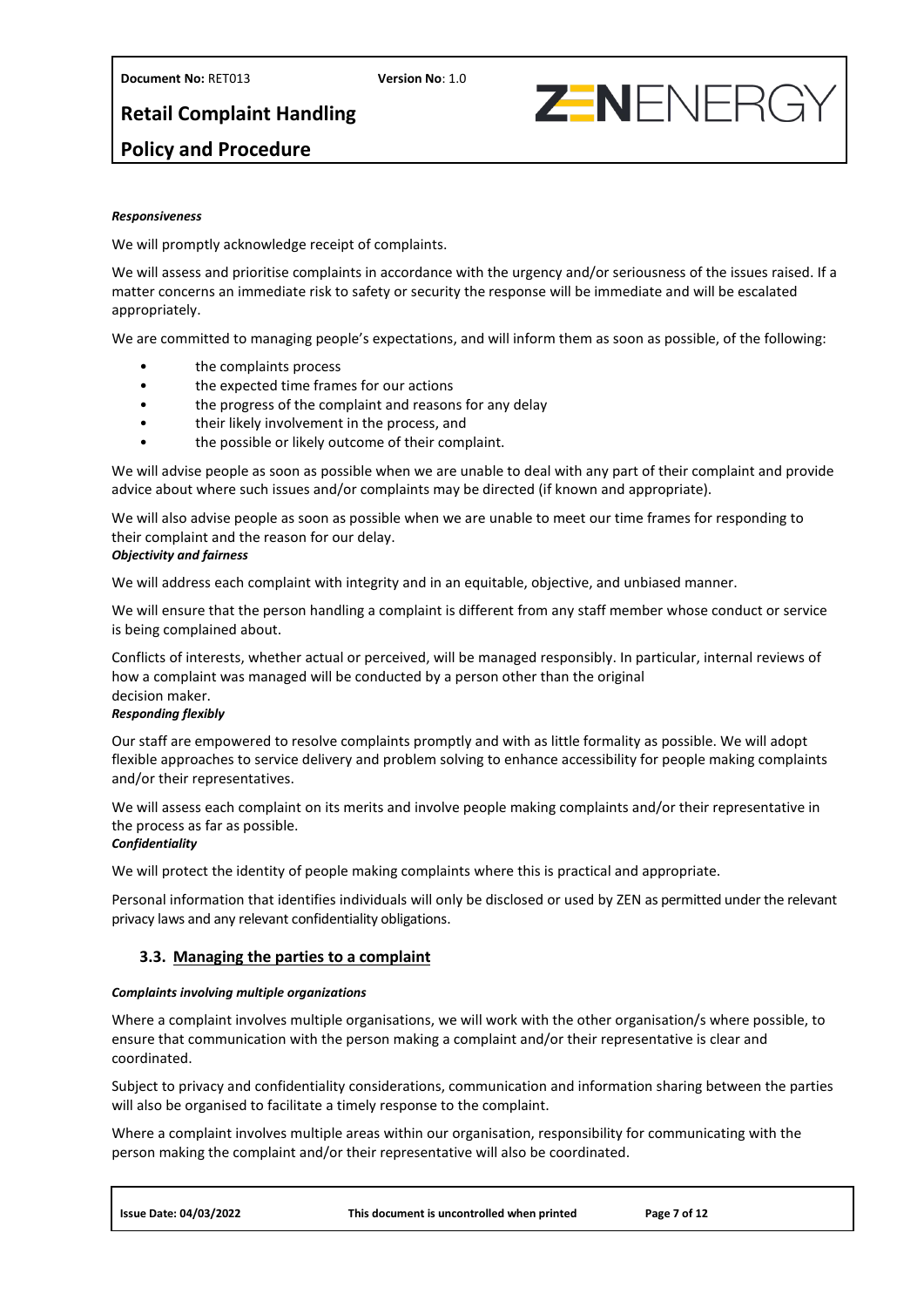***Responsiveness***

We will promptly acknowledge receipt of complaints.

We will assess and prioritise complaints in accordance with the urgency and/or seriousness of the issues raised. If a matter concerns an immediate risk to safety or security the response will be immediate and will be escalated appropriately.

We are committed to managing people's expectations, and will inform them as soon as possible, of the following:

- the complaints process
- the expected time frames for our actions
- the progress of the complaint and reasons for any delay
- their likely involvement in the process, and
- the possible or likely outcome of their complaint.

We will advise people as soon as possible when we are unable to deal with any part of their complaint and provide advice about where such issues and/or complaints may be directed (if known and appropriate).

We will also advise people as soon as possible when we are unable to meet our time frames for responding to their complaint and the reason for our delay.

***Objectivity and fairness***

We will address each complaint with integrity and in an equitable, objective, and unbiased manner.

We will ensure that the person handling a complaint is different from any staff member whose conduct or service is being complained about.

Conflicts of interests, whether actual or perceived, will be managed responsibly. In particular, internal reviews of how a complaint was managed will be conducted by a person other than the original decision maker.

***Responding flexibly***

Our staff are empowered to resolve complaints promptly and with as little formality as possible. We will adopt flexible approaches to service delivery and problem solving to enhance accessibility for people making complaints and/or their representatives.

We will assess each complaint on its merits and involve people making complaints and/or their representative in the process as far as possible.

***Confidentiality***

We will protect the identity of people making complaints where this is practical and appropriate.

Personal information that identifies individuals will only be disclosed or used by ZEN as permitted under the relevant privacy laws and any relevant confidentiality obligations.

### 3.3. Managing the parties to a complaint

***Complaints involving multiple organizations***

Where a complaint involves multiple organisations, we will work with the other organisation/s where possible, to ensure that communication with the person making a complaint and/or their representative is clear and coordinated.

Subject to privacy and confidentiality considerations, communication and information sharing between the parties will also be organised to facilitate a timely response to the complaint.

Where a complaint involves multiple areas within our organisation, responsibility for communicating with the person making the complaint and/or their representative will also be coordinated.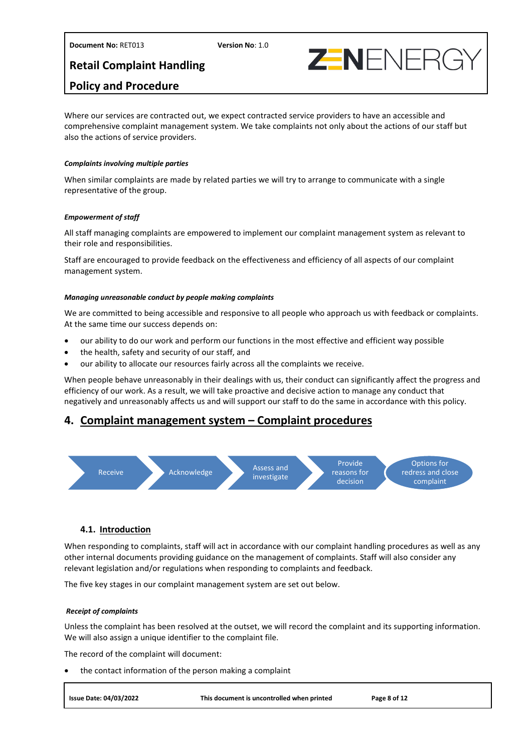Where our services are contracted out, we expect contracted service providers to have an accessible and comprehensive complaint management system. We take complaints not only about the actions of our staff but also the actions of service providers.

***Complaints involving multiple parties***

When similar complaints are made by related parties we will try to arrange to communicate with a single representative of the group.

***Empowerment of staff***

All staff managing complaints are empowered to implement our complaint management system as relevant to their role and responsibilities.

Staff are encouraged to provide feedback on the effectiveness and efficiency of all aspects of our complaint management system.

***Managing unreasonable conduct by people making complaints***

We are committed to being accessible and responsive to all people who approach us with feedback or complaints. At the same time our success depends on:

- our ability to do our work and perform our functions in the most effective and efficient way possible
- the health, safety and security of our staff, and
- our ability to allocate our resources fairly across all the complaints we receive.

When people behave unreasonably in their dealings with us, their conduct can significantly affect the progress and efficiency of our work. As a result, we will take proactive and decisive action to manage any conduct that negatively and unreasonably affects us and will support our staff to do the same in accordance with this policy.

## 4. Complaint management system – Complaint procedures

Receive → Acknowledge → Assess and investigate → Provide reasons for decision → Options for redress and close complaint

### 4.1. Introduction

When responding to complaints, staff will act in accordance with our complaint handling procedures as well as any other internal documents providing guidance on the management of complaints. Staff will also consider any relevant legislation and/or regulations when responding to complaints and feedback.

The five key stages in our complaint management system are set out below.

***Receipt of complaints***

Unless the complaint has been resolved at the outset, we will record the complaint and its supporting information. We will also assign a unique identifier to the complaint file.

The record of the complaint will document:

- the contact information of the person making a complaint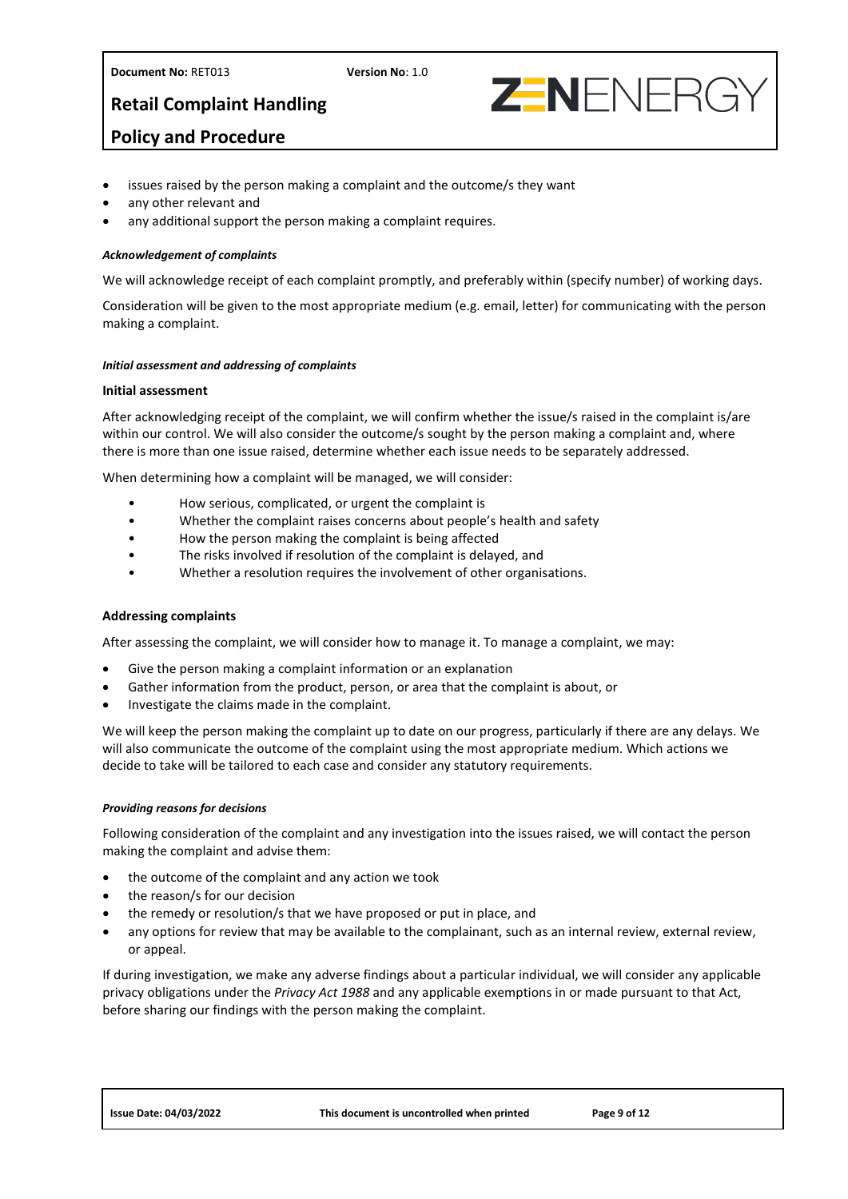- issues raised by the person making a complaint and the outcome/s they want
- any other relevant and
- any additional support the person making a complaint requires.

***Acknowledgement of complaints***

We will acknowledge receipt of each complaint promptly, and preferably within (specify number) of working days.

Consideration will be given to the most appropriate medium (e.g. email, letter) for communicating with the person making a complaint.

***Initial assessment and addressing of complaints***

**Initial assessment**

After acknowledging receipt of the complaint, we will confirm whether the issue/s raised in the complaint is/are within our control. We will also consider the outcome/s sought by the person making a complaint and, where there is more than one issue raised, determine whether each issue needs to be separately addressed.

When determining how a complaint will be managed, we will consider:

- How serious, complicated, or urgent the complaint is
- Whether the complaint raises concerns about people's health and safety
- How the person making the complaint is being affected
- The risks involved if resolution of the complaint is delayed, and
- Whether a resolution requires the involvement of other organisations.

**Addressing complaints**

After assessing the complaint, we will consider how to manage it. To manage a complaint, we may:

- Give the person making a complaint information or an explanation
- Gather information from the product, person, or area that the complaint is about, or
- Investigate the claims made in the complaint.

We will keep the person making the complaint up to date on our progress, particularly if there are any delays. We will also communicate the outcome of the complaint using the most appropriate medium. Which actions we decide to take will be tailored to each case and consider any statutory requirements.

***Providing reasons for decisions***

Following consideration of the complaint and any investigation into the issues raised, we will contact the person making the complaint and advise them:

- the outcome of the complaint and any action we took
- the reason/s for our decision
- the remedy or resolution/s that we have proposed or put in place, and
- any options for review that may be available to the complainant, such as an internal review, external review, or appeal.

If during investigation, we make any adverse findings about a particular individual, we will consider any applicable privacy obligations under the *Privacy Act 1988* and any applicable exemptions in or made pursuant to that Act, before sharing our findings with the person making the complaint.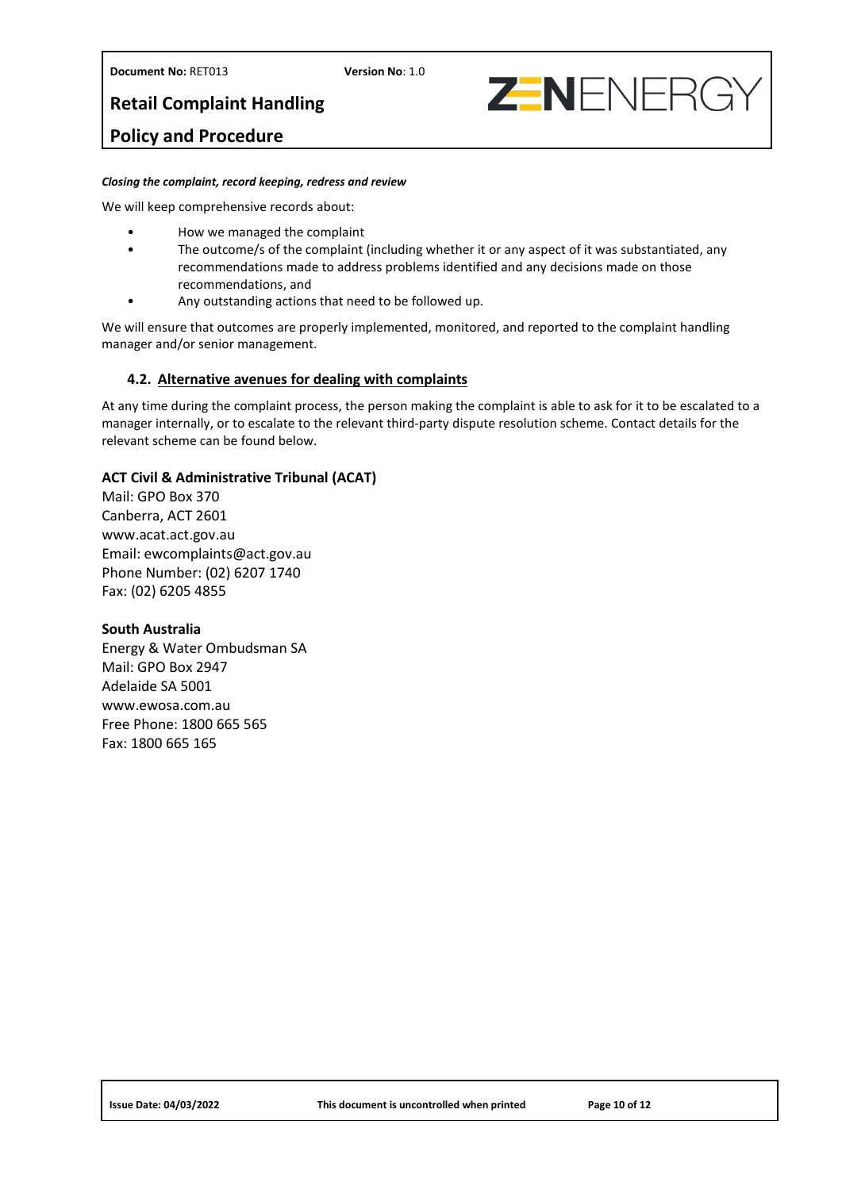***Closing the complaint, record keeping, redress and review***

We will keep comprehensive records about:

- How we managed the complaint
- The outcome/s of the complaint (including whether it or any aspect of it was substantiated, any recommendations made to address problems identified and any decisions made on those recommendations, and
- Any outstanding actions that need to be followed up.

We will ensure that outcomes are properly implemented, monitored, and reported to the complaint handling manager and/or senior management.

### 4.2. Alternative avenues for dealing with complaints

At any time during the complaint process, the person making the complaint is able to ask for it to be escalated to a manager internally, or to escalate to the relevant third-party dispute resolution scheme. Contact details for the relevant scheme can be found below.

**ACT Civil & Administrative Tribunal (ACAT)**
Mail: GPO Box 370
Canberra, ACT 2601
www.acat.act.gov.au
Email: ewcomplaints@act.gov.au
Phone Number: (02) 6207 1740
Fax: (02) 6205 4855

**South Australia**
Energy & Water Ombudsman SA
Mail: GPO Box 2947
Adelaide SA 5001
www.ewosa.com.au
Free Phone: 1800 665 565
Fax: 1800 665 165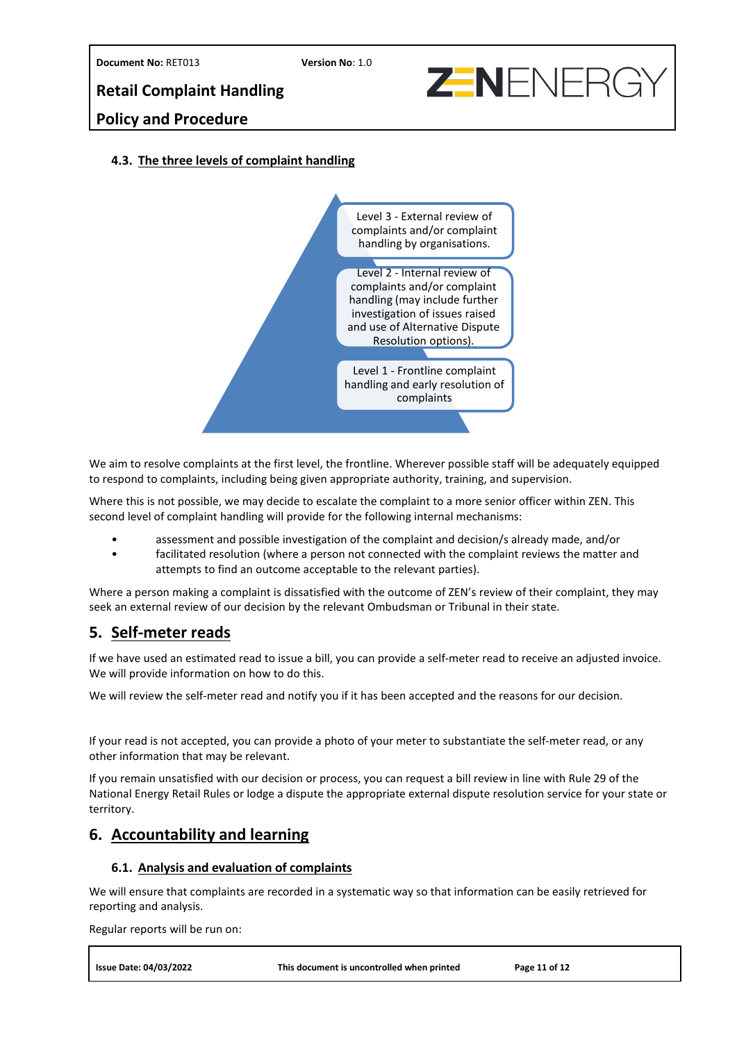### 4.3. The three levels of complaint handling

Level 3 - External review of complaints and/or complaint handling by organisations.

Level 2 - Internal review of complaints and/or complaint handling (may include further investigation of issues raised and use of Alternative Dispute Resolution options).

Level 1 - Frontline complaint handling and early resolution of complaints

We aim to resolve complaints at the first level, the frontline. Wherever possible staff will be adequately equipped to respond to complaints, including being given appropriate authority, training, and supervision.

Where this is not possible, we may decide to escalate the complaint to a more senior officer within ZEN. This second level of complaint handling will provide for the following internal mechanisms:

- assessment and possible investigation of the complaint and decision/s already made, and/or
- facilitated resolution (where a person not connected with the complaint reviews the matter and attempts to find an outcome acceptable to the relevant parties).

Where a person making a complaint is dissatisfied with the outcome of ZEN's review of their complaint, they may seek an external review of our decision by the relevant Ombudsman or Tribunal in their state.

## 5. Self-meter reads

If we have used an estimated read to issue a bill, you can provide a self-meter read to receive an adjusted invoice. We will provide information on how to do this.

We will review the self-meter read and notify you if it has been accepted and the reasons for our decision.

If your read is not accepted, you can provide a photo of your meter to substantiate the self-meter read, or any other information that may be relevant.

If you remain unsatisfied with our decision or process, you can request a bill review in line with Rule 29 of the National Energy Retail Rules or lodge a dispute the appropriate external dispute resolution service for your state or territory.

## 6. Accountability and learning

### 6.1. Analysis and evaluation of complaints

We will ensure that complaints are recorded in a systematic way so that information can be easily retrieved for reporting and analysis.

Regular reports will be run on: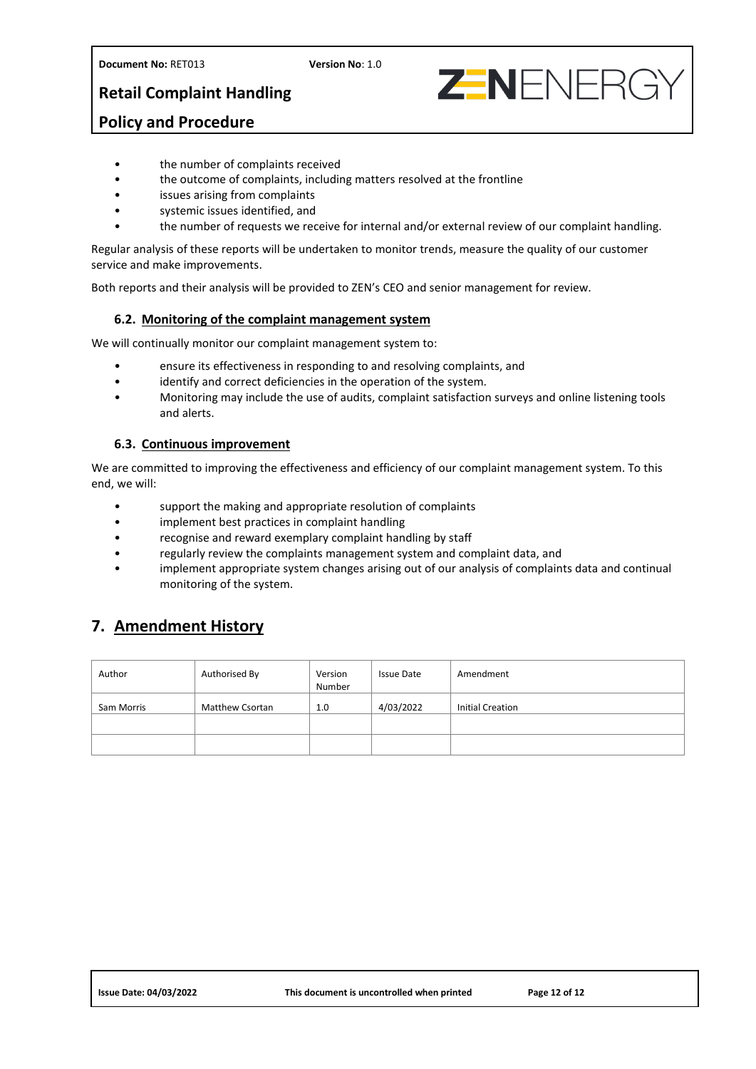- the number of complaints received
- the outcome of complaints, including matters resolved at the frontline
- issues arising from complaints
- systemic issues identified, and
- the number of requests we receive for internal and/or external review of our complaint handling.

Regular analysis of these reports will be undertaken to monitor trends, measure the quality of our customer service and make improvements.

Both reports and their analysis will be provided to ZEN's CEO and senior management for review.

### 6.2. Monitoring of the complaint management system

We will continually monitor our complaint management system to:

- ensure its effectiveness in responding to and resolving complaints, and
- identify and correct deficiencies in the operation of the system.
- Monitoring may include the use of audits, complaint satisfaction surveys and online listening tools and alerts.

### 6.3. Continuous improvement

We are committed to improving the effectiveness and efficiency of our complaint management system. To this end, we will:

- support the making and appropriate resolution of complaints
- implement best practices in complaint handling
- recognise and reward exemplary complaint handling by staff
- regularly review the complaints management system and complaint data, and
- implement appropriate system changes arising out of our analysis of complaints data and continual monitoring of the system.

## 7. Amendment History

| Author | Authorised By | Version Number | Issue Date | Amendment |
| --- | --- | --- | --- | --- |
| Sam Morris | Matthew Csortan | 1.0 | 4/03/2022 | Initial Creation |
| | | | | |
| | | | | |